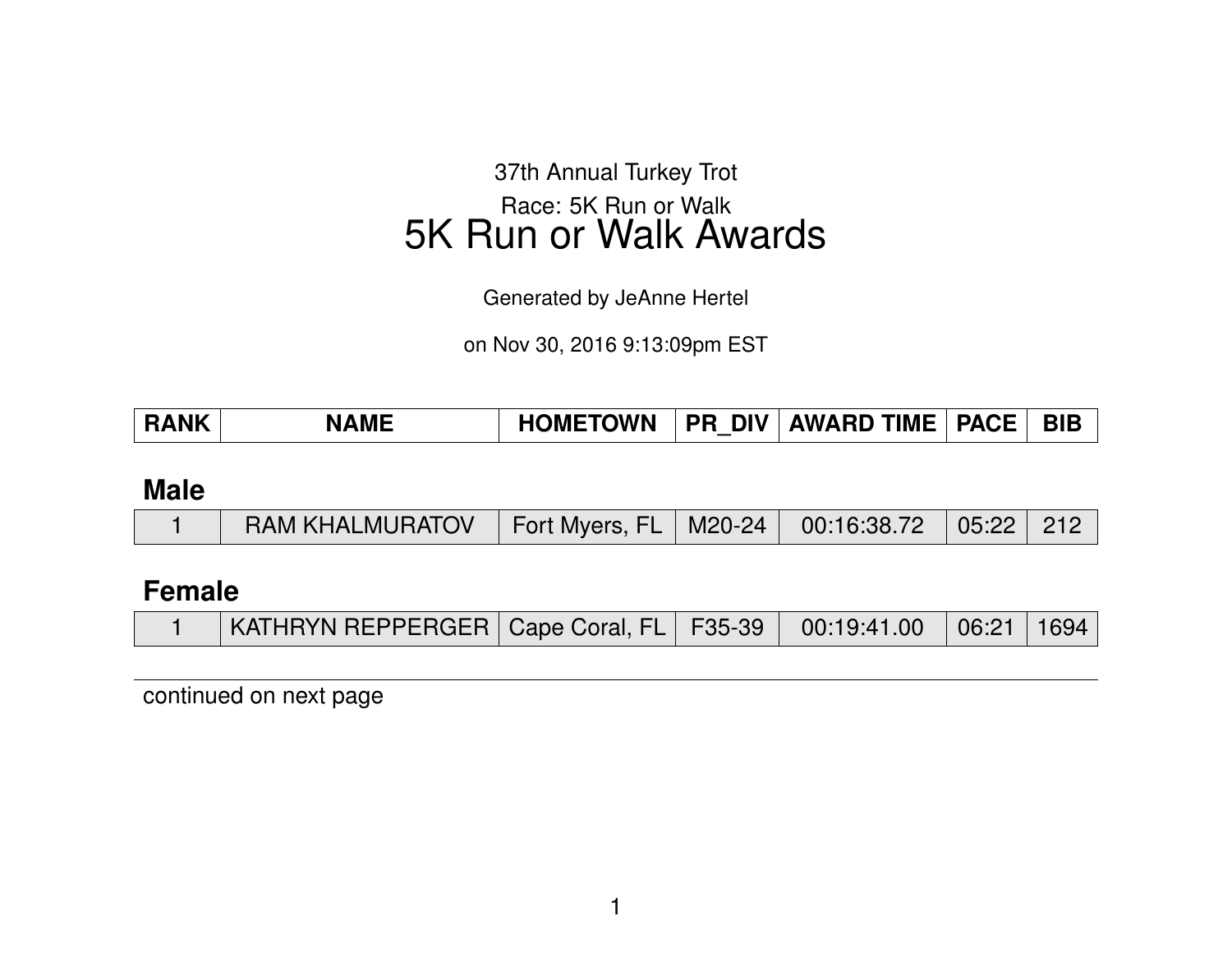37th Annual Turkey Trot

Race: 5K Run or Walk

# 5K Run or Walk Awards

Generated by JeAnne Hertel

on Nov 30, 2016 9:13:09pm EST

| RANK | NAME | HOMETOWN | PR_DIV | AWARD TIME | PACE | BIB |
|---|---|---|---|---|---|---|

## Male

| RANK | NAME | HOMETOWN | PR_DIV | AWARD TIME | PACE | BIB |
|---|---|---|---|---|---|---|
| 1 | RAM KHALMURATOV | Fort Myers, FL | M20-24 | 00:16:38.72 | 05:22 | 212 |

## Female

| RANK | NAME | HOMETOWN | PR_DIV | AWARD TIME | PACE | BIB |
|---|---|---|---|---|---|---|
| 1 | KATHRYN REPPERGER | Cape Coral, FL | F35-39 | 00:19:41.00 | 06:21 | 1694 |

continued on next page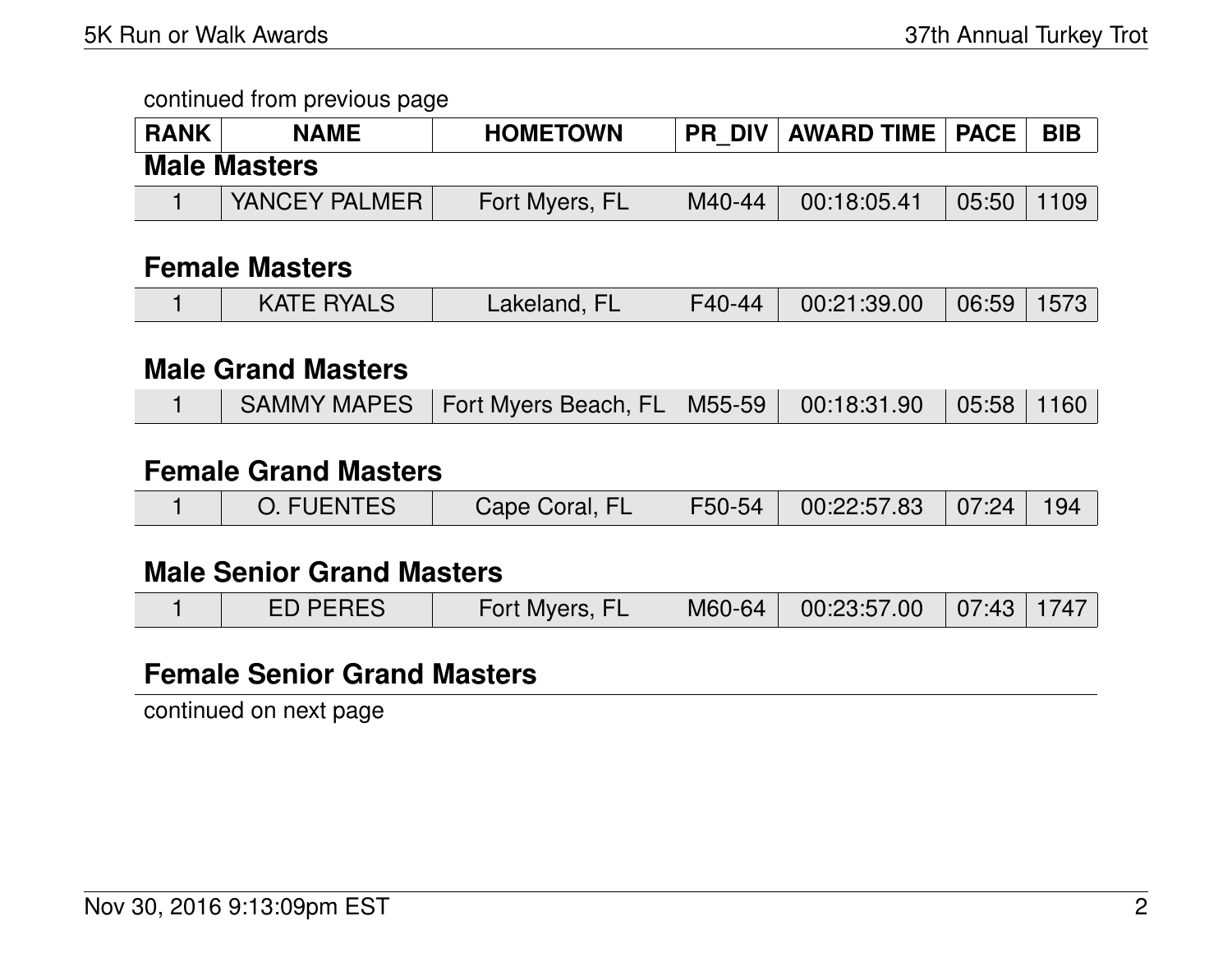continued from previous page

| RANK | NAME | HOMETOWN | PR_DIV | AWARD TIME | PACE | BIB |
|---|---|---|---|---|---|---|

## Male Masters

| RANK | NAME | HOMETOWN | PR_DIV | AWARD TIME | PACE | BIB |
|---|---|---|---|---|---|---|
| 1 | YANCEY PALMER | Fort Myers, FL | M40-44 | 00:18:05.41 | 05:50 | 1109 |

## Female Masters

| RANK | NAME | HOMETOWN | PR_DIV | AWARD TIME | PACE | BIB |
|---|---|---|---|---|---|---|
| 1 | KATE RYALS | Lakeland, FL | F40-44 | 00:21:39.00 | 06:59 | 1573 |

## Male Grand Masters

| RANK | NAME | HOMETOWN | PR_DIV | AWARD TIME | PACE | BIB |
|---|---|---|---|---|---|---|
| 1 | SAMMY MAPES | Fort Myers Beach, FL | M55-59 | 00:18:31.90 | 05:58 | 1160 |

## Female Grand Masters

| RANK | NAME | HOMETOWN | PR_DIV | AWARD TIME | PACE | BIB |
|---|---|---|---|---|---|---|
| 1 | O. FUENTES | Cape Coral, FL | F50-54 | 00:22:57.83 | 07:24 | 194 |

## Male Senior Grand Masters

| RANK | NAME | HOMETOWN | PR_DIV | AWARD TIME | PACE | BIB |
|---|---|---|---|---|---|---|
| 1 | ED PERES | Fort Myers, FL | M60-64 | 00:23:57.00 | 07:43 | 1747 |

## Female Senior Grand Masters

continued on next page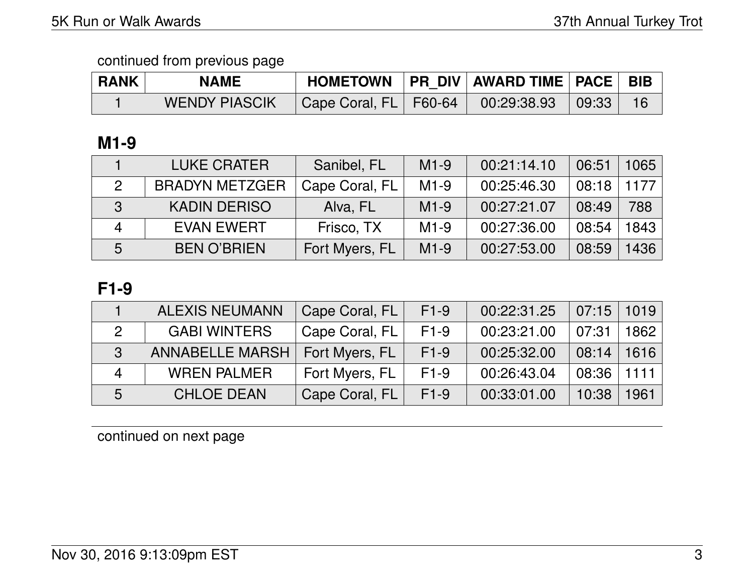continued from previous page

| RANK | NAME | HOMETOWN | PR_DIV | AWARD TIME | PACE | BIB |
|---|---|---|---|---|---|---|
| 1 | WENDY PIASCIK | Cape Coral, FL | F60-64 | 00:29:38.93 | 09:33 | 16 |

## M1-9

| RANK | NAME | HOMETOWN | PR_DIV | AWARD TIME | PACE | BIB |
|---|---|---|---|---|---|---|
| 1 | LUKE CRATER | Sanibel, FL | M1-9 | 00:21:14.10 | 06:51 | 1065 |
| 2 | BRADYN METZGER | Cape Coral, FL | M1-9 | 00:25:46.30 | 08:18 | 1177 |
| 3 | KADIN DERISO | Alva, FL | M1-9 | 00:27:21.07 | 08:49 | 788 |
| 4 | EVAN EWERT | Frisco, TX | M1-9 | 00:27:36.00 | 08:54 | 1843 |
| 5 | BEN O'BRIEN | Fort Myers, FL | M1-9 | 00:27:53.00 | 08:59 | 1436 |

## F1-9

| RANK | NAME | HOMETOWN | PR_DIV | AWARD TIME | PACE | BIB |
|---|---|---|---|---|---|---|
| 1 | ALEXIS NEUMANN | Cape Coral, FL | F1-9 | 00:22:31.25 | 07:15 | 1019 |
| 2 | GABI WINTERS | Cape Coral, FL | F1-9 | 00:23:21.00 | 07:31 | 1862 |
| 3 | ANNABELLE MARSH | Fort Myers, FL | F1-9 | 00:25:32.00 | 08:14 | 1616 |
| 4 | WREN PALMER | Fort Myers, FL | F1-9 | 00:26:43.04 | 08:36 | 1111 |
| 5 | CHLOE DEAN | Cape Coral, FL | F1-9 | 00:33:01.00 | 10:38 | 1961 |

continued on next page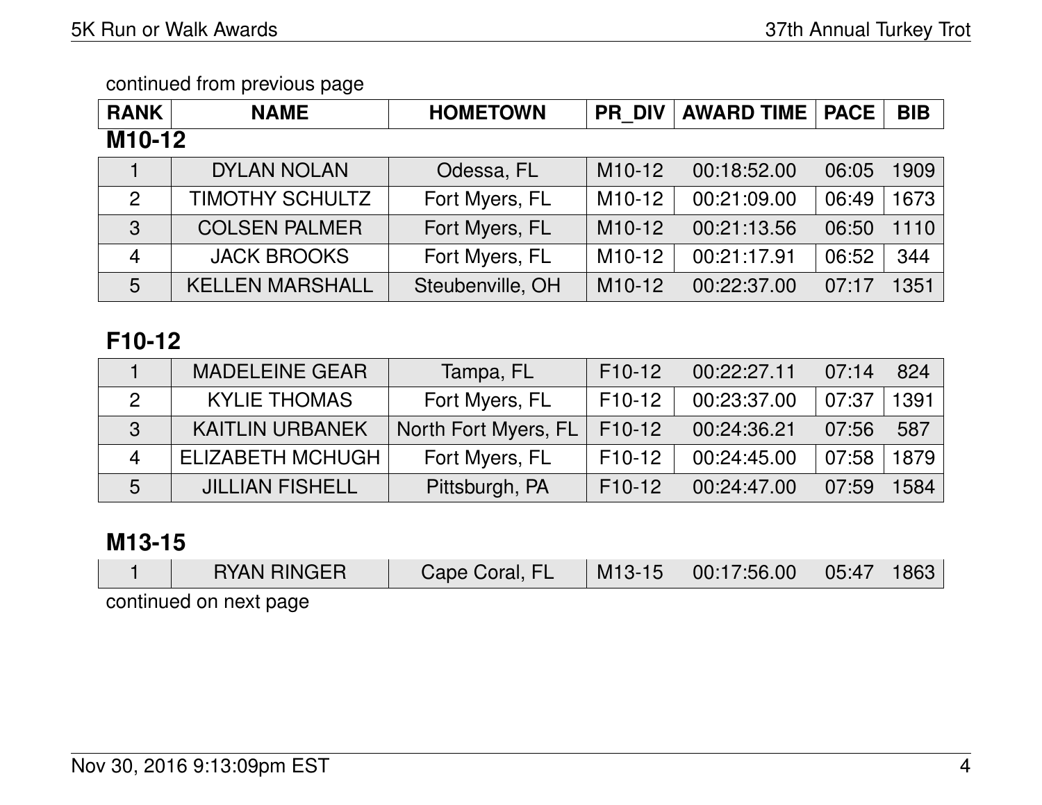continued from previous page

| RANK | NAME | HOMETOWN | PR_DIV | AWARD TIME | PACE | BIB |
|---|---|---|---|---|---|---|

## M10-12

| RANK | NAME | HOMETOWN | PR_DIV | AWARD TIME | PACE | BIB |
|---|---|---|---|---|---|---|
| 1 | DYLAN NOLAN | Odessa, FL | M10-12 | 00:18:52.00 | 06:05 | 1909 |
| 2 | TIMOTHY SCHULTZ | Fort Myers, FL | M10-12 | 00:21:09.00 | 06:49 | 1673 |
| 3 | COLSEN PALMER | Fort Myers, FL | M10-12 | 00:21:13.56 | 06:50 | 1110 |
| 4 | JACK BROOKS | Fort Myers, FL | M10-12 | 00:21:17.91 | 06:52 | 344 |
| 5 | KELLEN MARSHALL | Steubenville, OH | M10-12 | 00:22:37.00 | 07:17 | 1351 |

## F10-12

| RANK | NAME | HOMETOWN | PR_DIV | AWARD TIME | PACE | BIB |
|---|---|---|---|---|---|---|
| 1 | MADELEINE GEAR | Tampa, FL | F10-12 | 00:22:27.11 | 07:14 | 824 |
| 2 | KYLIE THOMAS | Fort Myers, FL | F10-12 | 00:23:37.00 | 07:37 | 1391 |
| 3 | KAITLIN URBANEK | North Fort Myers, FL | F10-12 | 00:24:36.21 | 07:56 | 587 |
| 4 | ELIZABETH MCHUGH | Fort Myers, FL | F10-12 | 00:24:45.00 | 07:58 | 1879 |
| 5 | JILLIAN FISHELL | Pittsburgh, PA | F10-12 | 00:24:47.00 | 07:59 | 1584 |

## M13-15

| RANK | NAME | HOMETOWN | PR_DIV | AWARD TIME | PACE | BIB |
|---|---|---|---|---|---|---|
| 1 | RYAN RINGER | Cape Coral, FL | M13-15 | 00:17:56.00 | 05:47 | 1863 |

continued on next page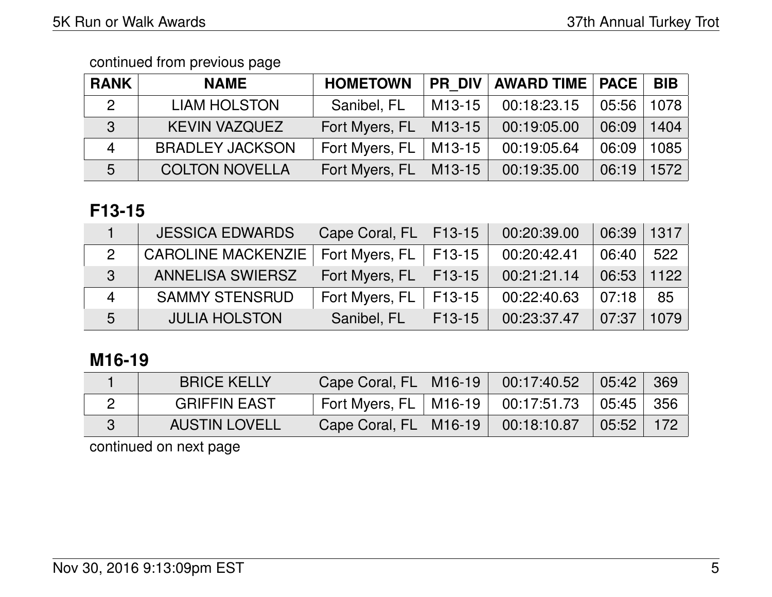continued from previous page

| RANK | NAME | HOMETOWN | PR_DIV | AWARD TIME | PACE | BIB |
|---|---|---|---|---|---|---|
| 2 | LIAM HOLSTON | Sanibel, FL | M13-15 | 00:18:23.15 | 05:56 | 1078 |
| 3 | KEVIN VAZQUEZ | Fort Myers, FL | M13-15 | 00:19:05.00 | 06:09 | 1404 |
| 4 | BRADLEY JACKSON | Fort Myers, FL | M13-15 | 00:19:05.64 | 06:09 | 1085 |
| 5 | COLTON NOVELLA | Fort Myers, FL | M13-15 | 00:19:35.00 | 06:19 | 1572 |

## F13-15

| RANK | NAME | HOMETOWN | PR_DIV | AWARD TIME | PACE | BIB |
|---|---|---|---|---|---|---|
| 1 | JESSICA EDWARDS | Cape Coral, FL | F13-15 | 00:20:39.00 | 06:39 | 1317 |
| 2 | CAROLINE MACKENZIE | Fort Myers, FL | F13-15 | 00:20:42.41 | 06:40 | 522 |
| 3 | ANNELISA SWIERSZ | Fort Myers, FL | F13-15 | 00:21:21.14 | 06:53 | 1122 |
| 4 | SAMMY STENSRUD | Fort Myers, FL | F13-15 | 00:22:40.63 | 07:18 | 85 |
| 5 | JULIA HOLSTON | Sanibel, FL | F13-15 | 00:23:37.47 | 07:37 | 1079 |

## M16-19

| RANK | NAME | HOMETOWN | PR_DIV | AWARD TIME | PACE | BIB |
|---|---|---|---|---|---|---|
| 1 | BRICE KELLY | Cape Coral, FL | M16-19 | 00:17:40.52 | 05:42 | 369 |
| 2 | GRIFFIN EAST | Fort Myers, FL | M16-19 | 00:17:51.73 | 05:45 | 356 |
| 3 | AUSTIN LOVELL | Cape Coral, FL | M16-19 | 00:18:10.87 | 05:52 | 172 |

continued on next page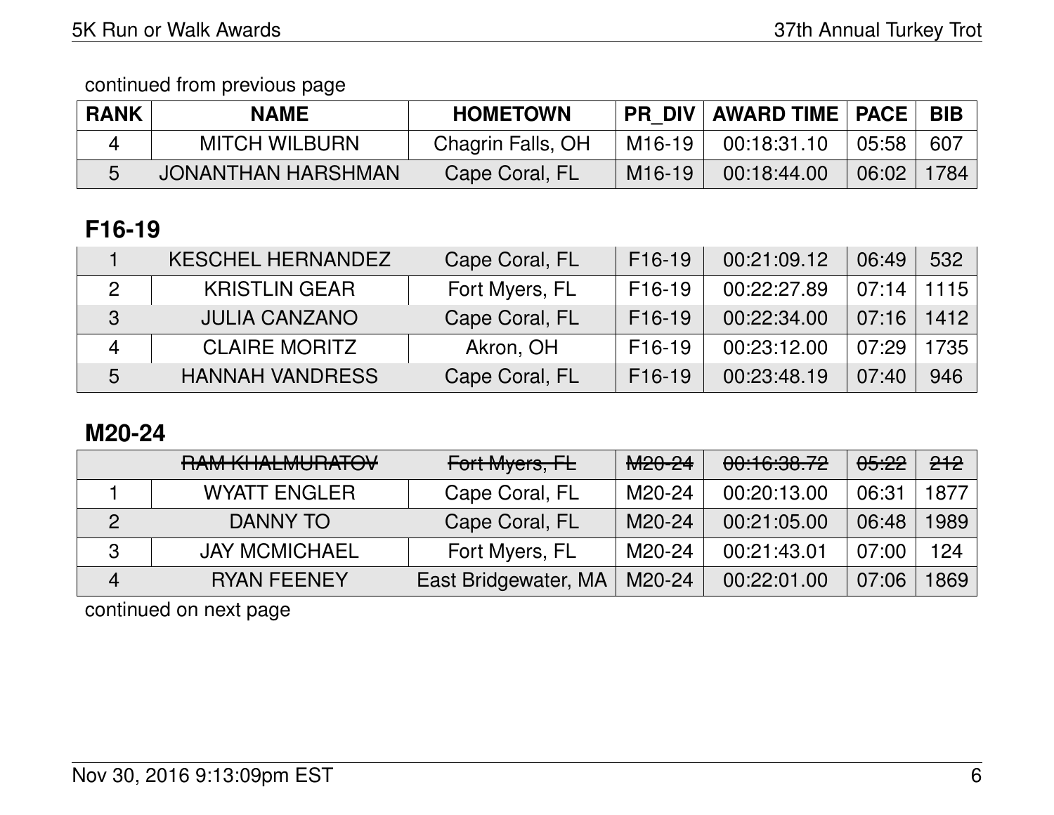continued from previous page

| RANK | NAME | HOMETOWN | PR_DIV | AWARD TIME | PACE | BIB |
|---|---|---|---|---|---|---|
| 4 | MITCH WILBURN | Chagrin Falls, OH | M16-19 | 00:18:31.10 | 05:58 | 607 |
| 5 | JONANTHAN HARSHMAN | Cape Coral, FL | M16-19 | 00:18:44.00 | 06:02 | 1784 |

## F16-19

| RANK | NAME | HOMETOWN | PR_DIV | AWARD TIME | PACE | BIB |
|---|---|---|---|---|---|---|
| 1 | KESCHEL HERNANDEZ | Cape Coral, FL | F16-19 | 00:21:09.12 | 06:49 | 532 |
| 2 | KRISTLIN GEAR | Fort Myers, FL | F16-19 | 00:22:27.89 | 07:14 | 1115 |
| 3 | JULIA CANZANO | Cape Coral, FL | F16-19 | 00:22:34.00 | 07:16 | 1412 |
| 4 | CLAIRE MORITZ | Akron, OH | F16-19 | 00:23:12.00 | 07:29 | 1735 |
| 5 | HANNAH VANDRESS | Cape Coral, FL | F16-19 | 00:23:48.19 | 07:40 | 946 |

## M20-24

| RANK | NAME | HOMETOWN | PR_DIV | AWARD TIME | PACE | BIB |
|---|---|---|---|---|---|---|
| | ~~RAM KHALMURATOV~~ | ~~Fort Myers, FL~~ | ~~M20-24~~ | ~~00:16:38.72~~ | ~~05:22~~ | ~~212~~ |
| 1 | WYATT ENGLER | Cape Coral, FL | M20-24 | 00:20:13.00 | 06:31 | 1877 |
| 2 | DANNY TO | Cape Coral, FL | M20-24 | 00:21:05.00 | 06:48 | 1989 |
| 3 | JAY MCMICHAEL | Fort Myers, FL | M20-24 | 00:21:43.01 | 07:00 | 124 |
| 4 | RYAN FEENEY | East Bridgewater, MA | M20-24 | 00:22:01.00 | 07:06 | 1869 |

continued on next page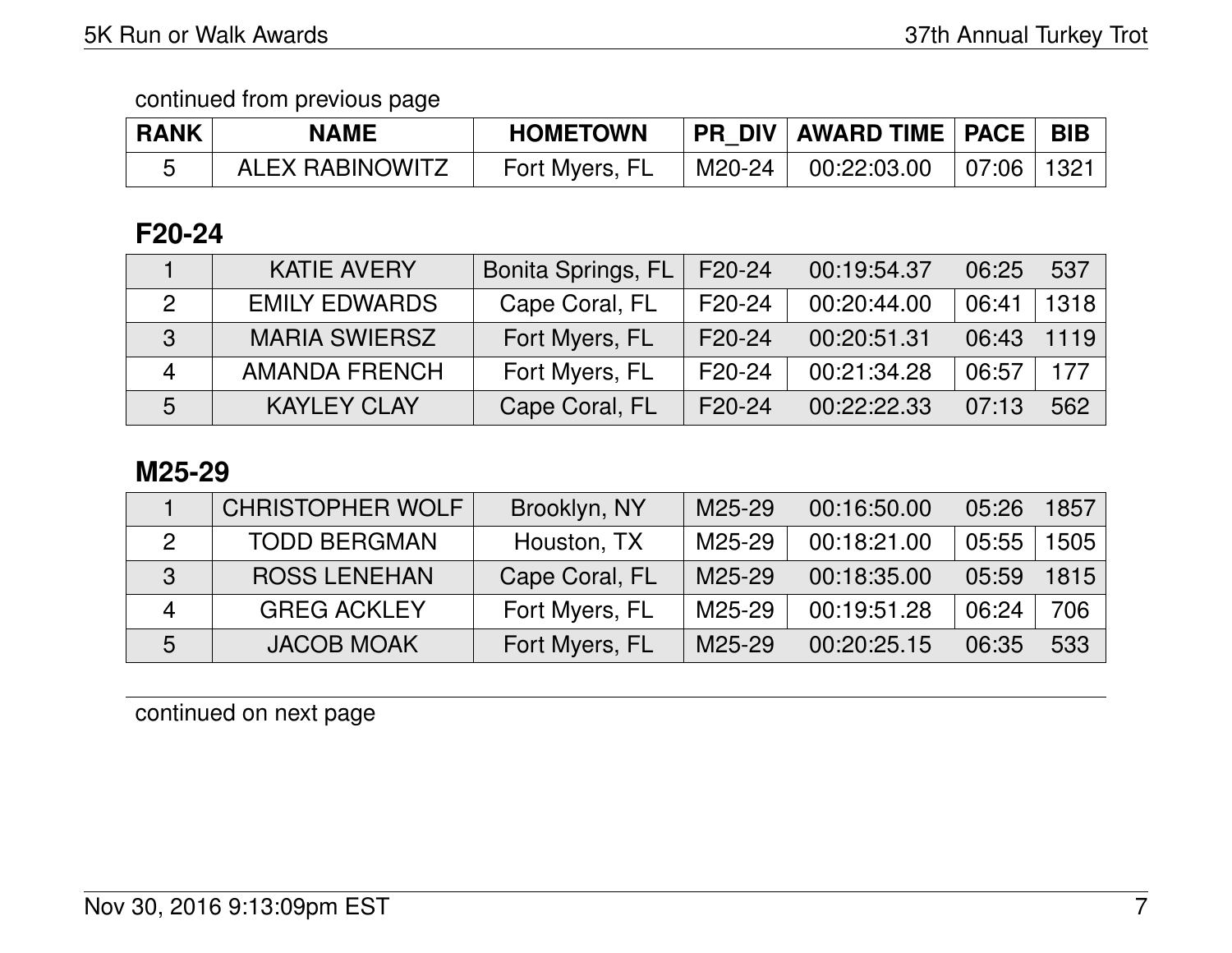continued from previous page

| RANK | NAME | HOMETOWN | PR_DIV | AWARD TIME | PACE | BIB |
|---|---|---|---|---|---|---|
| 5 | ALEX RABINOWITZ | Fort Myers, FL | M20-24 | 00:22:03.00 | 07:06 | 1321 |

## F20-24

| RANK | NAME | HOMETOWN | PR_DIV | AWARD TIME | PACE | BIB |
|---|---|---|---|---|---|---|
| 1 | KATIE AVERY | Bonita Springs, FL | F20-24 | 00:19:54.37 | 06:25 | 537 |
| 2 | EMILY EDWARDS | Cape Coral, FL | F20-24 | 00:20:44.00 | 06:41 | 1318 |
| 3 | MARIA SWIERSZ | Fort Myers, FL | F20-24 | 00:20:51.31 | 06:43 | 1119 |
| 4 | AMANDA FRENCH | Fort Myers, FL | F20-24 | 00:21:34.28 | 06:57 | 177 |
| 5 | KAYLEY CLAY | Cape Coral, FL | F20-24 | 00:22:22.33 | 07:13 | 562 |

## M25-29

| RANK | NAME | HOMETOWN | PR_DIV | AWARD TIME | PACE | BIB |
|---|---|---|---|---|---|---|
| 1 | CHRISTOPHER WOLF | Brooklyn, NY | M25-29 | 00:16:50.00 | 05:26 | 1857 |
| 2 | TODD BERGMAN | Houston, TX | M25-29 | 00:18:21.00 | 05:55 | 1505 |
| 3 | ROSS LENEHAN | Cape Coral, FL | M25-29 | 00:18:35.00 | 05:59 | 1815 |
| 4 | GREG ACKLEY | Fort Myers, FL | M25-29 | 00:19:51.28 | 06:24 | 706 |
| 5 | JACOB MOAK | Fort Myers, FL | M25-29 | 00:20:25.15 | 06:35 | 533 |

continued on next page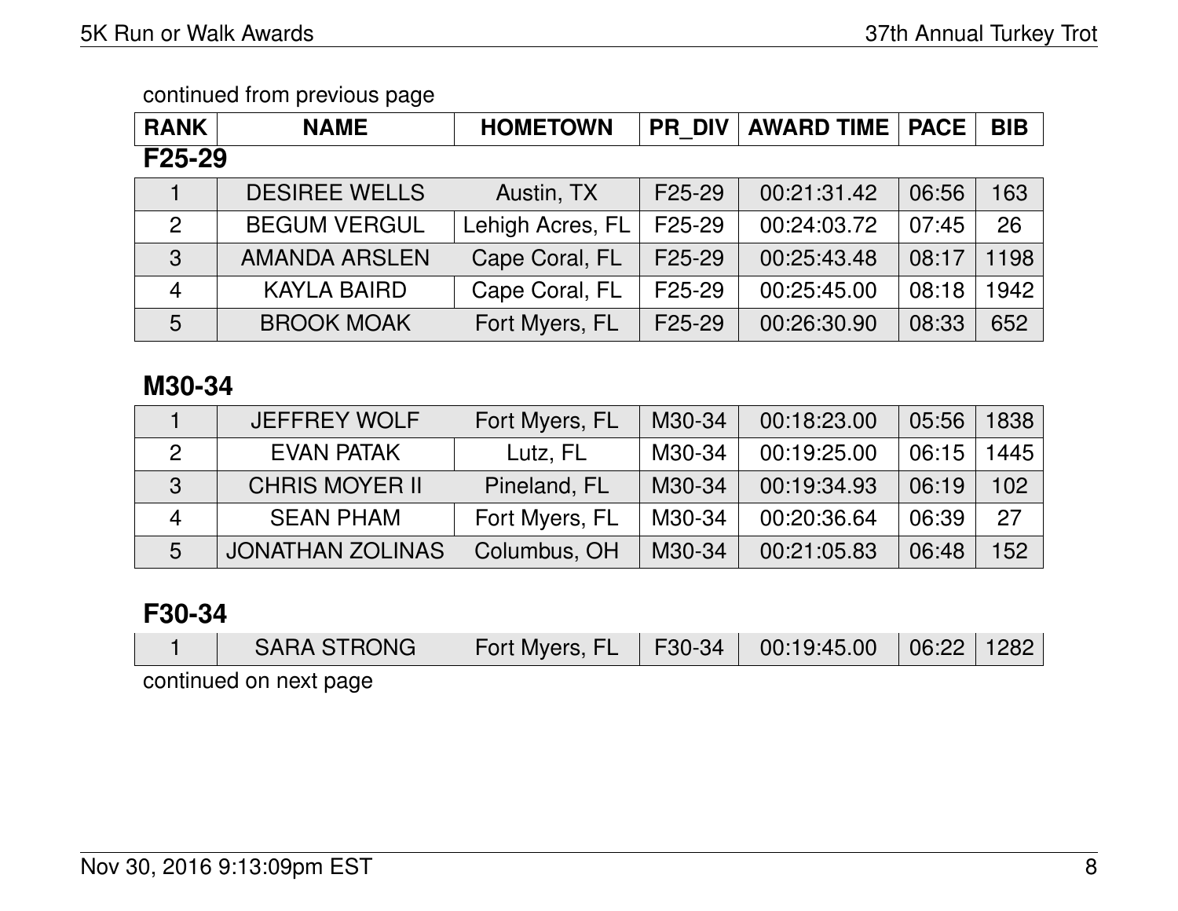continued from previous page

| RANK | NAME | HOMETOWN | PR_DIV | AWARD TIME | PACE | BIB |
|---|---|---|---|---|---|---|

## F25-29

| RANK | NAME | HOMETOWN | PR_DIV | AWARD TIME | PACE | BIB |
|---|---|---|---|---|---|---|
| 1 | DESIREE WELLS | Austin, TX | F25-29 | 00:21:31.42 | 06:56 | 163 |
| 2 | BEGUM VERGUL | Lehigh Acres, FL | F25-29 | 00:24:03.72 | 07:45 | 26 |
| 3 | AMANDA ARSLEN | Cape Coral, FL | F25-29 | 00:25:43.48 | 08:17 | 1198 |
| 4 | KAYLA BAIRD | Cape Coral, FL | F25-29 | 00:25:45.00 | 08:18 | 1942 |
| 5 | BROOK MOAK | Fort Myers, FL | F25-29 | 00:26:30.90 | 08:33 | 652 |

## M30-34

| RANK | NAME | HOMETOWN | PR_DIV | AWARD TIME | PACE | BIB |
|---|---|---|---|---|---|---|
| 1 | JEFFREY WOLF | Fort Myers, FL | M30-34 | 00:18:23.00 | 05:56 | 1838 |
| 2 | EVAN PATAK | Lutz, FL | M30-34 | 00:19:25.00 | 06:15 | 1445 |
| 3 | CHRIS MOYER II | Pineland, FL | M30-34 | 00:19:34.93 | 06:19 | 102 |
| 4 | SEAN PHAM | Fort Myers, FL | M30-34 | 00:20:36.64 | 06:39 | 27 |
| 5 | JONATHAN ZOLINAS | Columbus, OH | M30-34 | 00:21:05.83 | 06:48 | 152 |

## F30-34

| RANK | NAME | HOMETOWN | PR_DIV | AWARD TIME | PACE | BIB |
|---|---|---|---|---|---|---|
| 1 | SARA STRONG | Fort Myers, FL | F30-34 | 00:19:45.00 | 06:22 | 1282 |

continued on next page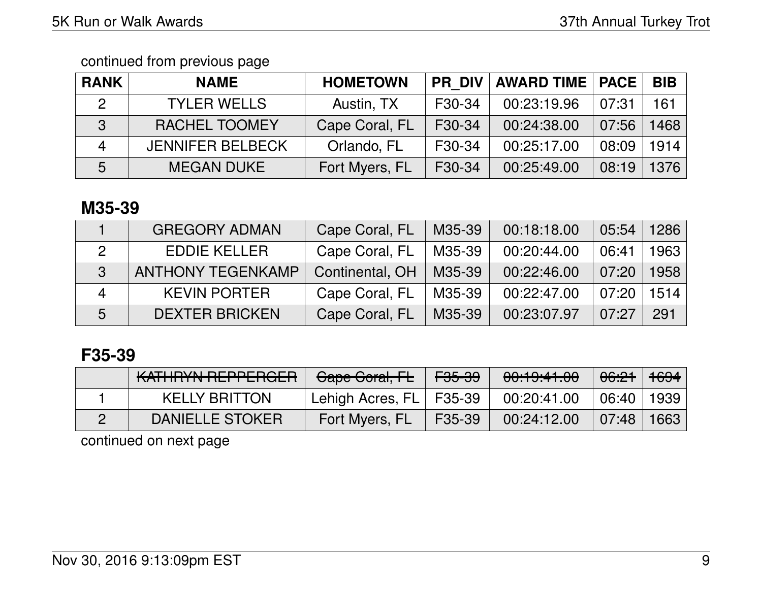continued from previous page

| RANK | NAME | HOMETOWN | PR_DIV | AWARD TIME | PACE | BIB |
|---|---|---|---|---|---|---|
| 2 | TYLER WELLS | Austin, TX | F30-34 | 00:23:19.96 | 07:31 | 161 |
| 3 | RACHEL TOOMEY | Cape Coral, FL | F30-34 | 00:24:38.00 | 07:56 | 1468 |
| 4 | JENNIFER BELBECK | Orlando, FL | F30-34 | 00:25:17.00 | 08:09 | 1914 |
| 5 | MEGAN DUKE | Fort Myers, FL | F30-34 | 00:25:49.00 | 08:19 | 1376 |

## M35-39

| RANK | NAME | HOMETOWN | PR_DIV | AWARD TIME | PACE | BIB |
|---|---|---|---|---|---|---|
| 1 | GREGORY ADMAN | Cape Coral, FL | M35-39 | 00:18:18.00 | 05:54 | 1286 |
| 2 | EDDIE KELLER | Cape Coral, FL | M35-39 | 00:20:44.00 | 06:41 | 1963 |
| 3 | ANTHONY TEGENKAMP | Continental, OH | M35-39 | 00:22:46.00 | 07:20 | 1958 |
| 4 | KEVIN PORTER | Cape Coral, FL | M35-39 | 00:22:47.00 | 07:20 | 1514 |
| 5 | DEXTER BRICKEN | Cape Coral, FL | M35-39 | 00:23:07.97 | 07:27 | 291 |

## F35-39

| RANK | NAME | HOMETOWN | PR_DIV | AWARD TIME | PACE | BIB |
|---|---|---|---|---|---|---|
| | ~~KATHRYN REPPERGER~~ | ~~Cape Coral, FL~~ | ~~F35-39~~ | ~~00:19:41.00~~ | ~~06:21~~ | ~~1694~~ |
| 1 | KELLY BRITTON | Lehigh Acres, FL | F35-39 | 00:20:41.00 | 06:40 | 1939 |
| 2 | DANIELLE STOKER | Fort Myers, FL | F35-39 | 00:24:12.00 | 07:48 | 1663 |

continued on next page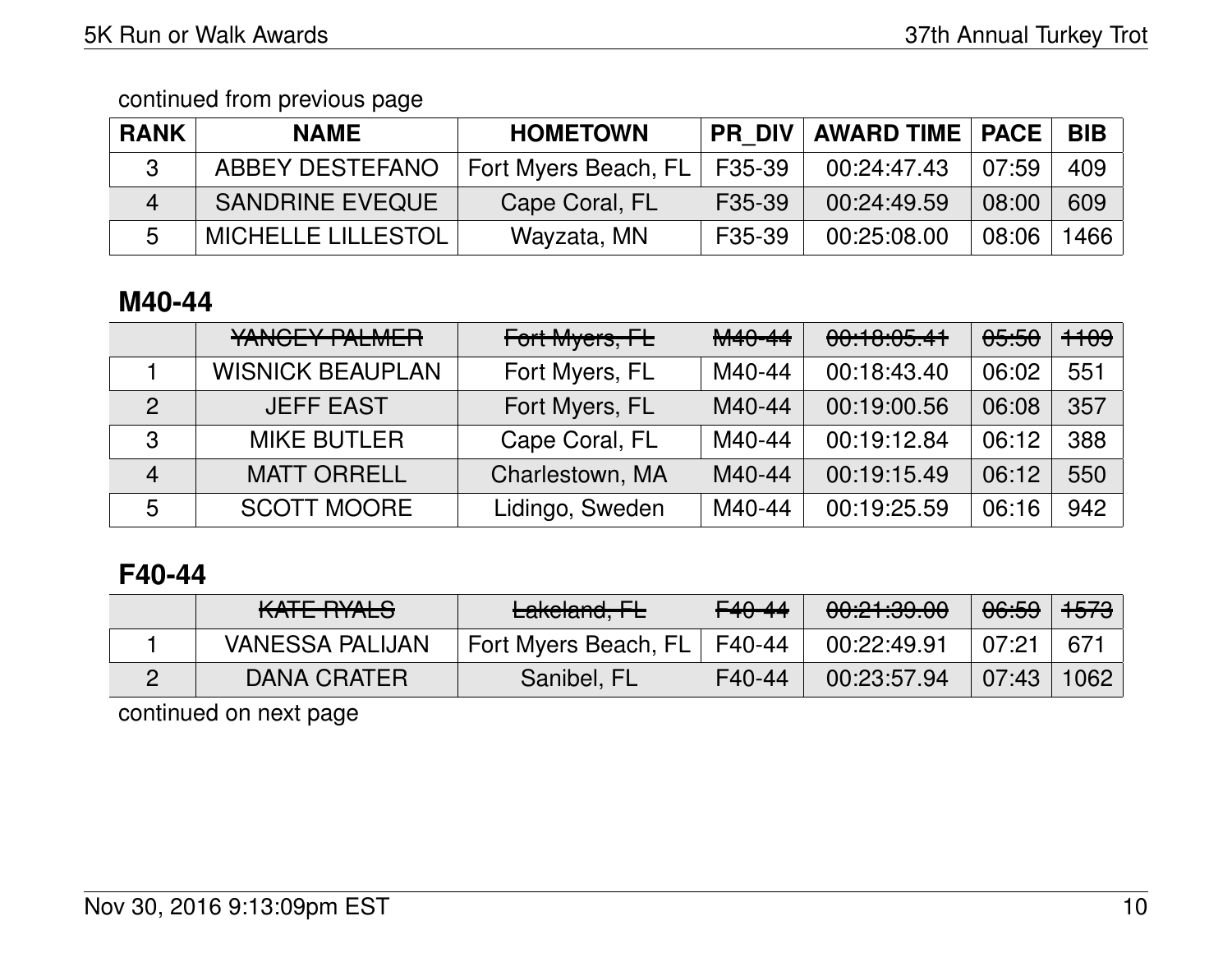continued from previous page

| RANK | NAME | HOMETOWN | PR_DIV | AWARD TIME | PACE | BIB |
|---|---|---|---|---|---|---|
| 3 | ABBEY DESTEFANO | Fort Myers Beach, FL | F35-39 | 00:24:47.43 | 07:59 | 409 |
| 4 | SANDRINE EVEQUE | Cape Coral, FL | F35-39 | 00:24:49.59 | 08:00 | 609 |
| 5 | MICHELLE LILLESTOL | Wayzata, MN | F35-39 | 00:25:08.00 | 08:06 | 1466 |

## M40-44

| RANK | NAME | HOMETOWN | PR_DIV | AWARD TIME | PACE | BIB |
|---|---|---|---|---|---|---|
| | ~~YANCEY PALMER~~ | ~~Fort Myers, FL~~ | ~~M40-44~~ | ~~00:18:05.41~~ | ~~05:50~~ | ~~1109~~ |
| 1 | WISNICK BEAUPLAN | Fort Myers, FL | M40-44 | 00:18:43.40 | 06:02 | 551 |
| 2 | JEFF EAST | Fort Myers, FL | M40-44 | 00:19:00.56 | 06:08 | 357 |
| 3 | MIKE BUTLER | Cape Coral, FL | M40-44 | 00:19:12.84 | 06:12 | 388 |
| 4 | MATT ORRELL | Charlestown, MA | M40-44 | 00:19:15.49 | 06:12 | 550 |
| 5 | SCOTT MOORE | Lidingo, Sweden | M40-44 | 00:19:25.59 | 06:16 | 942 |

## F40-44

| RANK | NAME | HOMETOWN | PR_DIV | AWARD TIME | PACE | BIB |
|---|---|---|---|---|---|---|
| | ~~KATE RYALS~~ | ~~Lakeland, FL~~ | ~~F40-44~~ | ~~00:21:39.00~~ | ~~06:59~~ | ~~1573~~ |
| 1 | VANESSA PALIJAN | Fort Myers Beach, FL | F40-44 | 00:22:49.91 | 07:21 | 671 |
| 2 | DANA CRATER | Sanibel, FL | F40-44 | 00:23:57.94 | 07:43 | 1062 |

continued on next page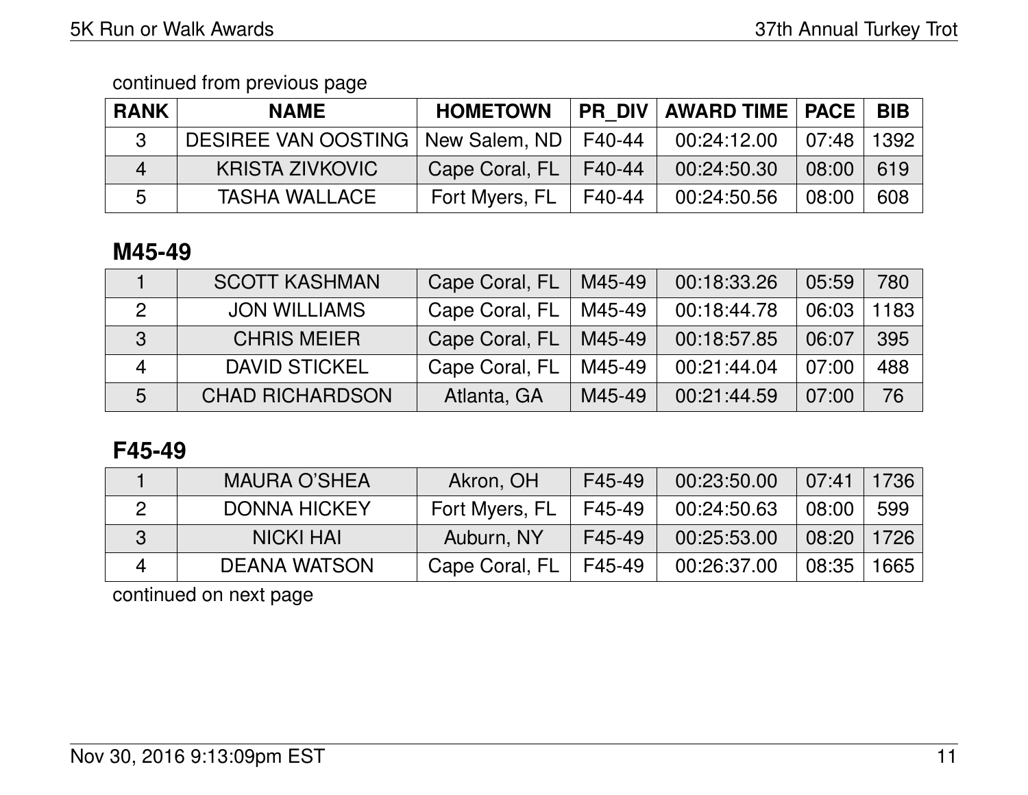continued from previous page

| RANK | NAME | HOMETOWN | PR_DIV | AWARD TIME | PACE | BIB |
|---|---|---|---|---|---|---|
| 3 | DESIREE VAN OOSTING | New Salem, ND | F40-44 | 00:24:12.00 | 07:48 | 1392 |
| 4 | KRISTA ZIVKOVIC | Cape Coral, FL | F40-44 | 00:24:50.30 | 08:00 | 619 |
| 5 | TASHA WALLACE | Fort Myers, FL | F40-44 | 00:24:50.56 | 08:00 | 608 |

## M45-49

| RANK | NAME | HOMETOWN | PR_DIV | AWARD TIME | PACE | BIB |
|---|---|---|---|---|---|---|
| 1 | SCOTT KASHMAN | Cape Coral, FL | M45-49 | 00:18:33.26 | 05:59 | 780 |
| 2 | JON WILLIAMS | Cape Coral, FL | M45-49 | 00:18:44.78 | 06:03 | 1183 |
| 3 | CHRIS MEIER | Cape Coral, FL | M45-49 | 00:18:57.85 | 06:07 | 395 |
| 4 | DAVID STICKEL | Cape Coral, FL | M45-49 | 00:21:44.04 | 07:00 | 488 |
| 5 | CHAD RICHARDSON | Atlanta, GA | M45-49 | 00:21:44.59 | 07:00 | 76 |

## F45-49

| RANK | NAME | HOMETOWN | PR_DIV | AWARD TIME | PACE | BIB |
|---|---|---|---|---|---|---|
| 1 | MAURA O'SHEA | Akron, OH | F45-49 | 00:23:50.00 | 07:41 | 1736 |
| 2 | DONNA HICKEY | Fort Myers, FL | F45-49 | 00:24:50.63 | 08:00 | 599 |
| 3 | NICKI HAI | Auburn, NY | F45-49 | 00:25:53.00 | 08:20 | 1726 |
| 4 | DEANA WATSON | Cape Coral, FL | F45-49 | 00:26:37.00 | 08:35 | 1665 |

continued on next page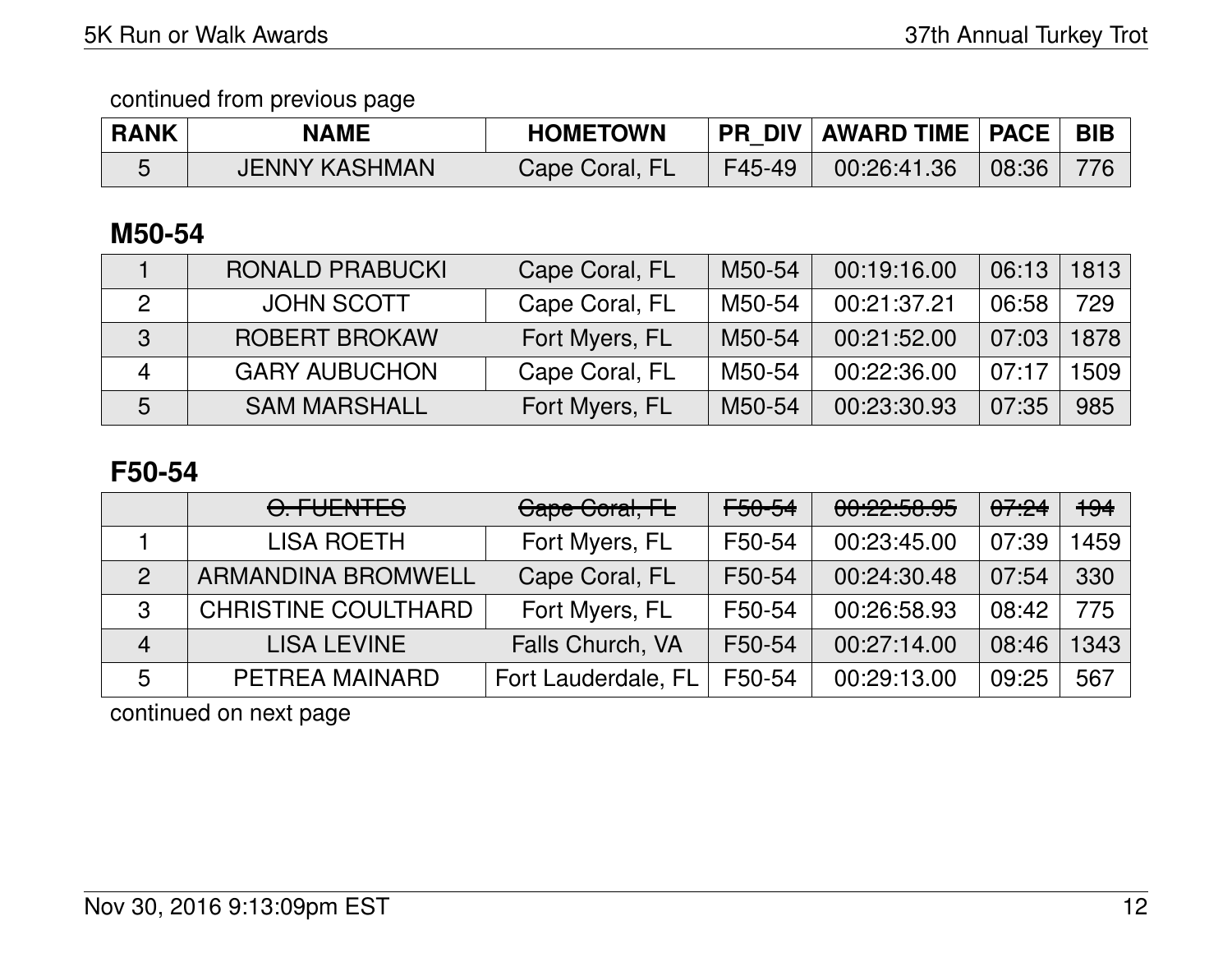continued from previous page

| RANK | NAME | HOMETOWN | PR_DIV | AWARD TIME | PACE | BIB |
|---|---|---|---|---|---|---|
| 5 | JENNY KASHMAN | Cape Coral, FL | F45-49 | 00:26:41.36 | 08:36 | 776 |

## M50-54

| RANK | NAME | HOMETOWN | PR_DIV | AWARD TIME | PACE | BIB |
|---|---|---|---|---|---|---|
| 1 | RONALD PRABUCKI | Cape Coral, FL | M50-54 | 00:19:16.00 | 06:13 | 1813 |
| 2 | JOHN SCOTT | Cape Coral, FL | M50-54 | 00:21:37.21 | 06:58 | 729 |
| 3 | ROBERT BROKAW | Fort Myers, FL | M50-54 | 00:21:52.00 | 07:03 | 1878 |
| 4 | GARY AUBUCHON | Cape Coral, FL | M50-54 | 00:22:36.00 | 07:17 | 1509 |
| 5 | SAM MARSHALL | Fort Myers, FL | M50-54 | 00:23:30.93 | 07:35 | 985 |

## F50-54

| RANK | NAME | HOMETOWN | PR_DIV | AWARD TIME | PACE | BIB |
|---|---|---|---|---|---|---|
| | ~~O. FUENTES~~ | ~~Cape Coral, FL~~ | ~~F50-54~~ | ~~00:22:58.95~~ | ~~07:24~~ | ~~194~~ |
| 1 | LISA ROETH | Fort Myers, FL | F50-54 | 00:23:45.00 | 07:39 | 1459 |
| 2 | ARMANDINA BROMWELL | Cape Coral, FL | F50-54 | 00:24:30.48 | 07:54 | 330 |
| 3 | CHRISTINE COULTHARD | Fort Myers, FL | F50-54 | 00:26:58.93 | 08:42 | 775 |
| 4 | LISA LEVINE | Falls Church, VA | F50-54 | 00:27:14.00 | 08:46 | 1343 |
| 5 | PETREA MAINARD | Fort Lauderdale, FL | F50-54 | 00:29:13.00 | 09:25 | 567 |

continued on next page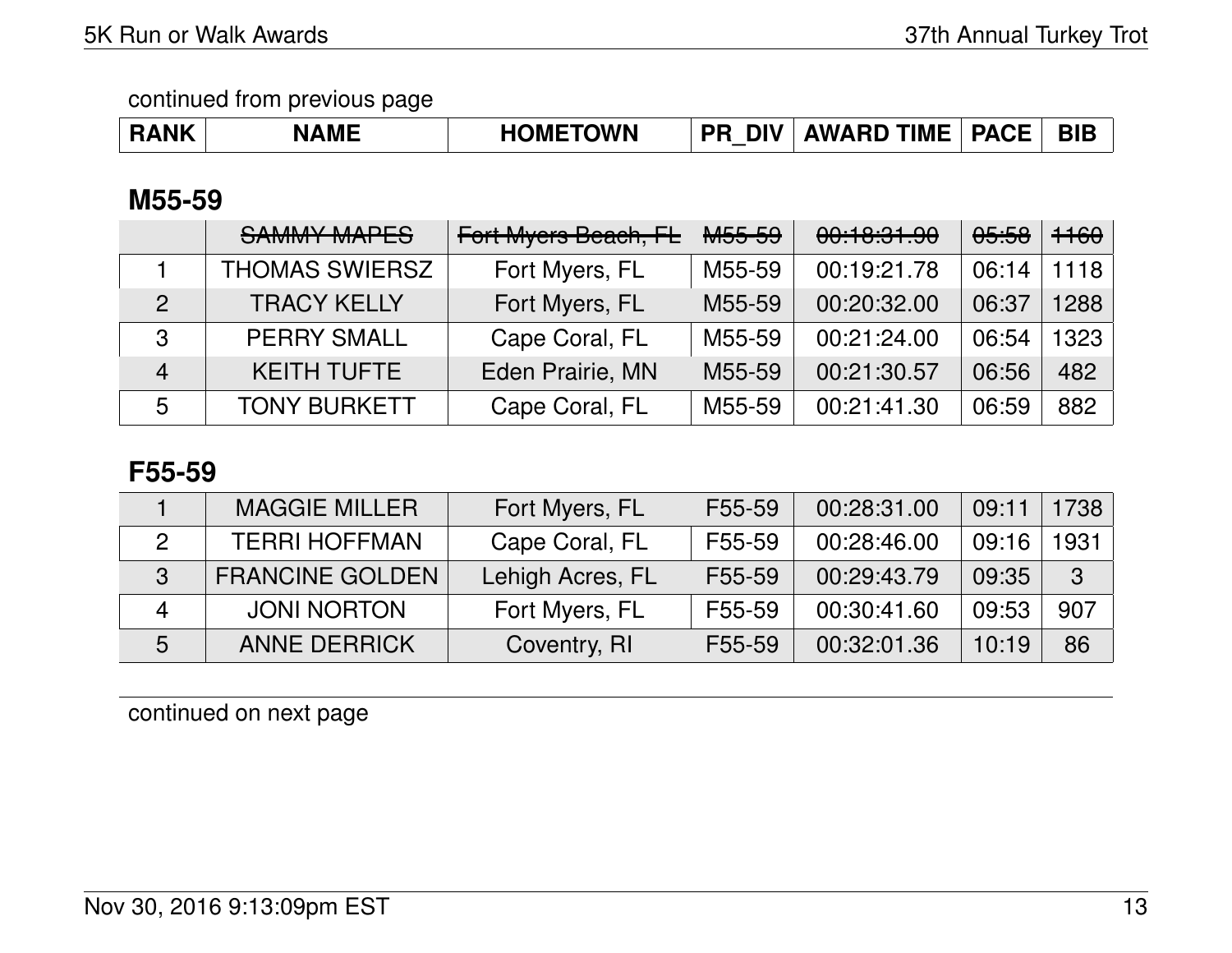continued from previous page

| RANK | NAME | HOMETOWN | PR_DIV | AWARD TIME | PACE | BIB |
|---|---|---|---|---|---|---|

## M55-59

| RANK | NAME | HOMETOWN | PR_DIV | AWARD TIME | PACE | BIB |
|---|---|---|---|---|---|---|
| | ~~SAMMY MAPES~~ | ~~Fort Myers Beach, FL~~ | ~~M55-59~~ | ~~00:18:31.90~~ | ~~05:58~~ | ~~1160~~ |
| 1 | THOMAS SWIERSZ | Fort Myers, FL | M55-59 | 00:19:21.78 | 06:14 | 1118 |
| 2 | TRACY KELLY | Fort Myers, FL | M55-59 | 00:20:32.00 | 06:37 | 1288 |
| 3 | PERRY SMALL | Cape Coral, FL | M55-59 | 00:21:24.00 | 06:54 | 1323 |
| 4 | KEITH TUFTE | Eden Prairie, MN | M55-59 | 00:21:30.57 | 06:56 | 482 |
| 5 | TONY BURKETT | Cape Coral, FL | M55-59 | 00:21:41.30 | 06:59 | 882 |

## F55-59

| RANK | NAME | HOMETOWN | PR_DIV | AWARD TIME | PACE | BIB |
|---|---|---|---|---|---|---|
| 1 | MAGGIE MILLER | Fort Myers, FL | F55-59 | 00:28:31.00 | 09:11 | 1738 |
| 2 | TERRI HOFFMAN | Cape Coral, FL | F55-59 | 00:28:46.00 | 09:16 | 1931 |
| 3 | FRANCINE GOLDEN | Lehigh Acres, FL | F55-59 | 00:29:43.79 | 09:35 | 3 |
| 4 | JONI NORTON | Fort Myers, FL | F55-59 | 00:30:41.60 | 09:53 | 907 |
| 5 | ANNE DERRICK | Coventry, RI | F55-59 | 00:32:01.36 | 10:19 | 86 |

continued on next page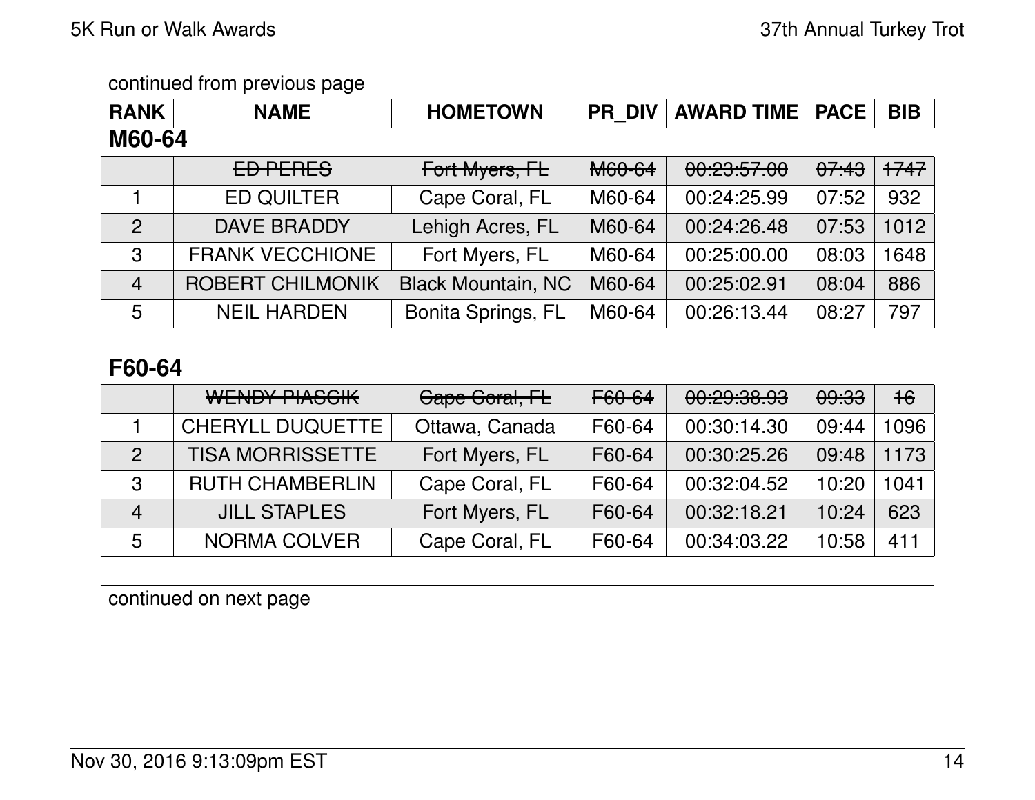continued from previous page

| RANK | NAME | HOMETOWN | PR_DIV | AWARD TIME | PACE | BIB |
|---|---|---|---|---|---|---|

## M60-64

| RANK | NAME | HOMETOWN | PR_DIV | AWARD TIME | PACE | BIB |
|---|---|---|---|---|---|---|
| | ~~ED PERES~~ | ~~Fort Myers, FL~~ | ~~M60-64~~ | ~~00:23:57.00~~ | ~~07:43~~ | ~~1747~~ |
| 1 | ED QUILTER | Cape Coral, FL | M60-64 | 00:24:25.99 | 07:52 | 932 |
| 2 | DAVE BRADDY | Lehigh Acres, FL | M60-64 | 00:24:26.48 | 07:53 | 1012 |
| 3 | FRANK VECCHIONE | Fort Myers, FL | M60-64 | 00:25:00.00 | 08:03 | 1648 |
| 4 | ROBERT CHILMONIK | Black Mountain, NC | M60-64 | 00:25:02.91 | 08:04 | 886 |
| 5 | NEIL HARDEN | Bonita Springs, FL | M60-64 | 00:26:13.44 | 08:27 | 797 |

## F60-64

| RANK | NAME | HOMETOWN | PR_DIV | AWARD TIME | PACE | BIB |
|---|---|---|---|---|---|---|
| | ~~WENDY PIASCIK~~ | ~~Cape Coral, FL~~ | ~~F60-64~~ | ~~00:29:38.93~~ | ~~09:33~~ | ~~16~~ |
| 1 | CHERYLL DUQUETTE | Ottawa, Canada | F60-64 | 00:30:14.30 | 09:44 | 1096 |
| 2 | TISA MORRISSETTE | Fort Myers, FL | F60-64 | 00:30:25.26 | 09:48 | 1173 |
| 3 | RUTH CHAMBERLIN | Cape Coral, FL | F60-64 | 00:32:04.52 | 10:20 | 1041 |
| 4 | JILL STAPLES | Fort Myers, FL | F60-64 | 00:32:18.21 | 10:24 | 623 |
| 5 | NORMA COLVER | Cape Coral, FL | F60-64 | 00:34:03.22 | 10:58 | 411 |

continued on next page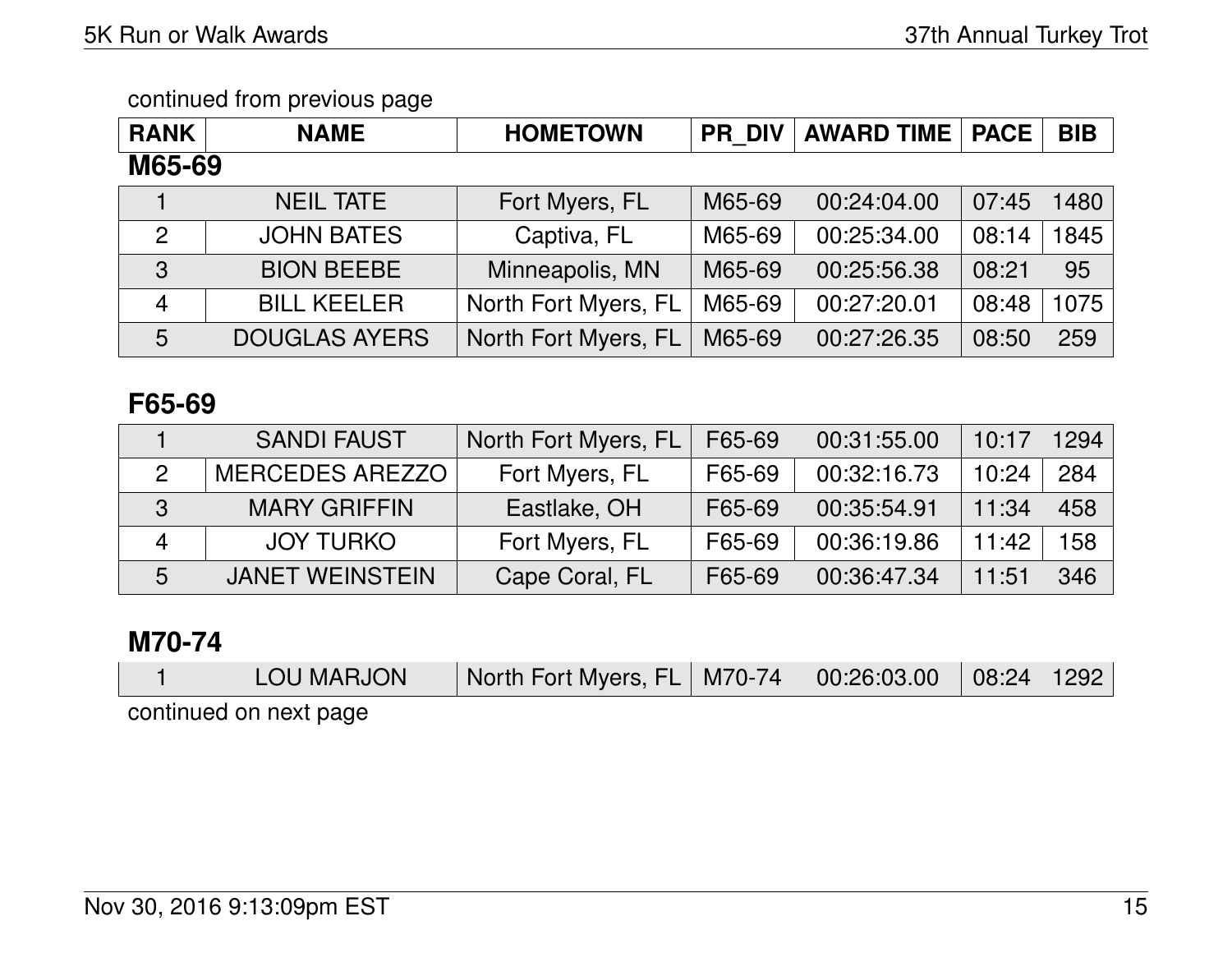continued from previous page

| RANK | NAME | HOMETOWN | PR_DIV | AWARD TIME | PACE | BIB |
|---|---|---|---|---|---|---|

**M65-69**

| RANK | NAME | HOMETOWN | PR_DIV | AWARD TIME | PACE | BIB |
|---|---|---|---|---|---|---|
| 1 | NEIL TATE | Fort Myers, FL | M65-69 | 00:24:04.00 | 07:45 | 1480 |
| 2 | JOHN BATES | Captiva, FL | M65-69 | 00:25:34.00 | 08:14 | 1845 |
| 3 | BION BEEBE | Minneapolis, MN | M65-69 | 00:25:56.38 | 08:21 | 95 |
| 4 | BILL KEELER | North Fort Myers, FL | M65-69 | 00:27:20.01 | 08:48 | 1075 |
| 5 | DOUGLAS AYERS | North Fort Myers, FL | M65-69 | 00:27:26.35 | 08:50 | 259 |

## F65-69

| RANK | NAME | HOMETOWN | PR_DIV | AWARD TIME | PACE | BIB |
|---|---|---|---|---|---|---|
| 1 | SANDI FAUST | North Fort Myers, FL | F65-69 | 00:31:55.00 | 10:17 | 1294 |
| 2 | MERCEDES AREZZO | Fort Myers, FL | F65-69 | 00:32:16.73 | 10:24 | 284 |
| 3 | MARY GRIFFIN | Eastlake, OH | F65-69 | 00:35:54.91 | 11:34 | 458 |
| 4 | JOY TURKO | Fort Myers, FL | F65-69 | 00:36:19.86 | 11:42 | 158 |
| 5 | JANET WEINSTEIN | Cape Coral, FL | F65-69 | 00:36:47.34 | 11:51 | 346 |

## M70-74

| RANK | NAME | HOMETOWN | PR_DIV | AWARD TIME | PACE | BIB |
|---|---|---|---|---|---|---|
| 1 | LOU MARJON | North Fort Myers, FL | M70-74 | 00:26:03.00 | 08:24 | 1292 |

continued on next page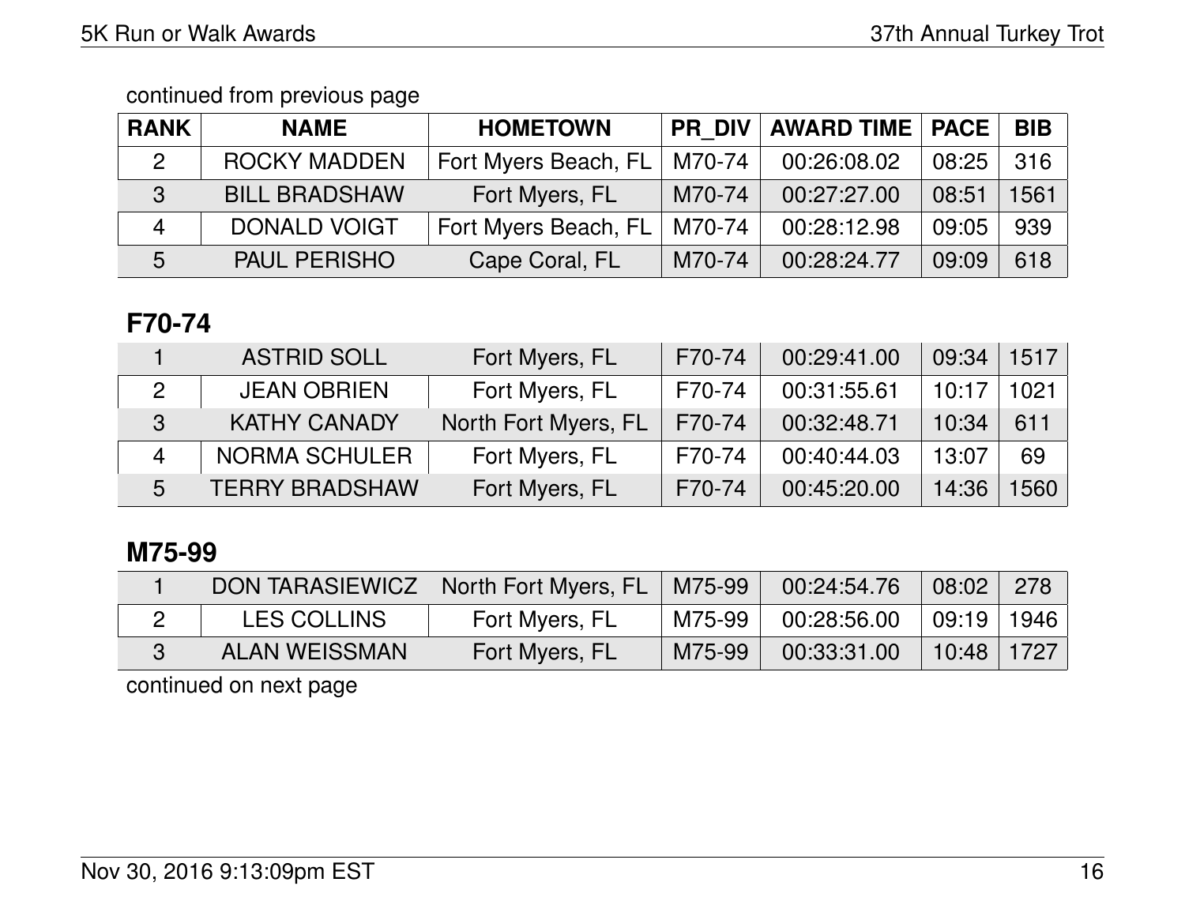continued from previous page

| RANK | NAME | HOMETOWN | PR_DIV | AWARD TIME | PACE | BIB |
|---|---|---|---|---|---|---|
| 2 | ROCKY MADDEN | Fort Myers Beach, FL | M70-74 | 00:26:08.02 | 08:25 | 316 |
| 3 | BILL BRADSHAW | Fort Myers, FL | M70-74 | 00:27:27.00 | 08:51 | 1561 |
| 4 | DONALD VOIGT | Fort Myers Beach, FL | M70-74 | 00:28:12.98 | 09:05 | 939 |
| 5 | PAUL PERISHO | Cape Coral, FL | M70-74 | 00:28:24.77 | 09:09 | 618 |

## F70-74

| RANK | NAME | HOMETOWN | PR_DIV | AWARD TIME | PACE | BIB |
|---|---|---|---|---|---|---|
| 1 | ASTRID SOLL | Fort Myers, FL | F70-74 | 00:29:41.00 | 09:34 | 1517 |
| 2 | JEAN OBRIEN | Fort Myers, FL | F70-74 | 00:31:55.61 | 10:17 | 1021 |
| 3 | KATHY CANADY | North Fort Myers, FL | F70-74 | 00:32:48.71 | 10:34 | 611 |
| 4 | NORMA SCHULER | Fort Myers, FL | F70-74 | 00:40:44.03 | 13:07 | 69 |
| 5 | TERRY BRADSHAW | Fort Myers, FL | F70-74 | 00:45:20.00 | 14:36 | 1560 |

## M75-99

| RANK | NAME | HOMETOWN | PR_DIV | AWARD TIME | PACE | BIB |
|---|---|---|---|---|---|---|
| 1 | DON TARASIEWICZ | North Fort Myers, FL | M75-99 | 00:24:54.76 | 08:02 | 278 |
| 2 | LES COLLINS | Fort Myers, FL | M75-99 | 00:28:56.00 | 09:19 | 1946 |
| 3 | ALAN WEISSMAN | Fort Myers, FL | M75-99 | 00:33:31.00 | 10:48 | 1727 |

continued on next page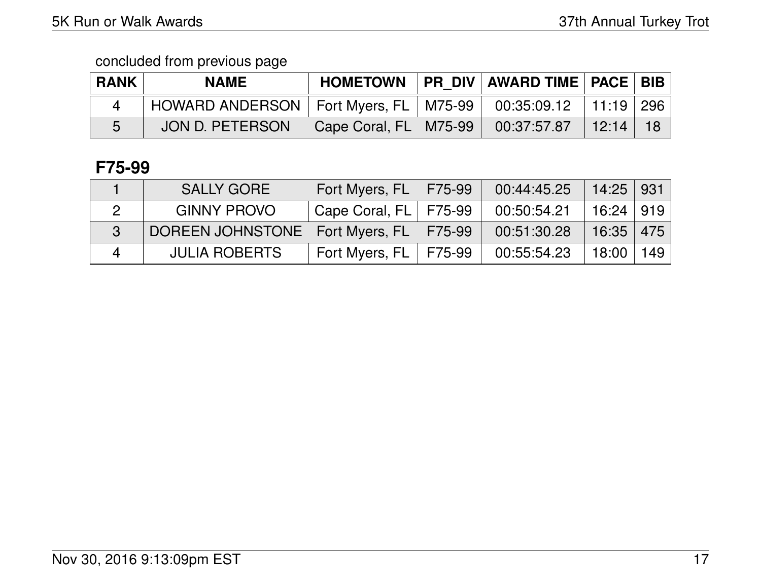concluded from previous page

| RANK | NAME | HOMETOWN | PR_DIV | AWARD TIME | PACE | BIB |
|---|---|---|---|---|---|---|
| 4 | HOWARD ANDERSON | Fort Myers, FL | M75-99 | 00:35:09.12 | 11:19 | 296 |
| 5 | JON D. PETERSON | Cape Coral, FL | M75-99 | 00:37:57.87 | 12:14 | 18 |

## F75-99

| | | | | | | |
|---|---|---|---|---|---|---|
| 1 | SALLY GORE | Fort Myers, FL | F75-99 | 00:44:45.25 | 14:25 | 931 |
| 2 | GINNY PROVO | Cape Coral, FL | F75-99 | 00:50:54.21 | 16:24 | 919 |
| 3 | DOREEN JOHNSTONE | Fort Myers, FL | F75-99 | 00:51:30.28 | 16:35 | 475 |
| 4 | JULIA ROBERTS | Fort Myers, FL | F75-99 | 00:55:54.23 | 18:00 | 149 |